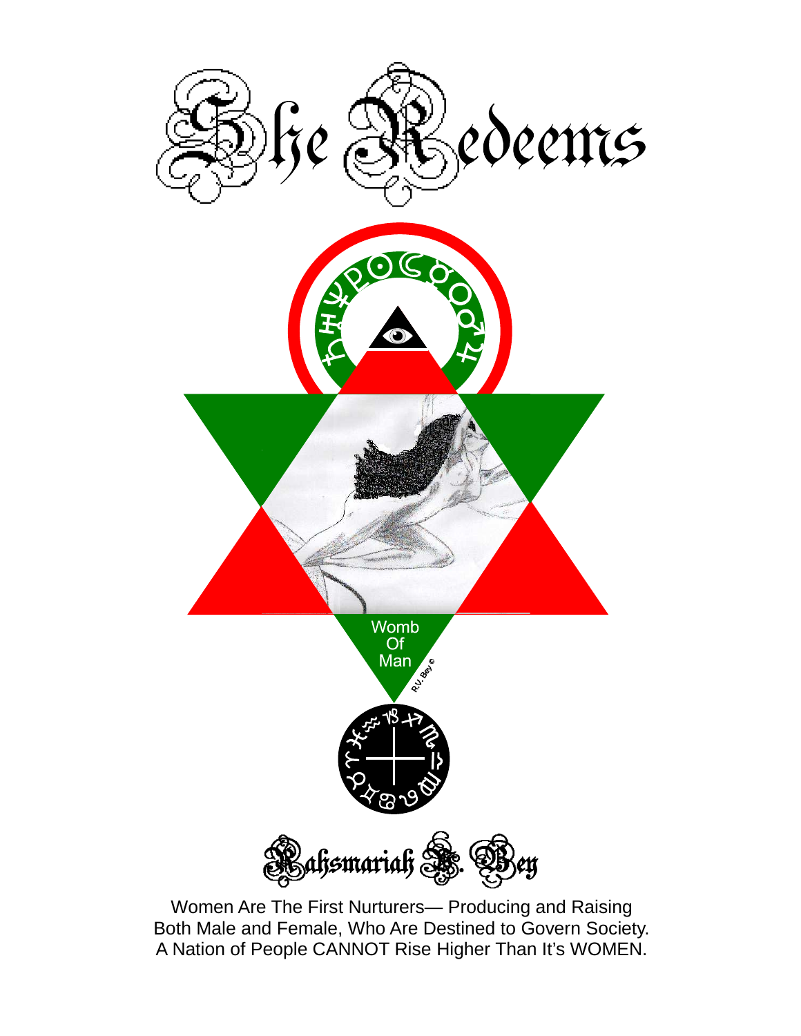# She Redeems

Womb Of Man

R.V. Bey ©

Rahsmariah V. Bey

Women Are The First Nurturers— Producing and Raising Both Male and Female, Who Are Destined to Govern Society. A Nation of People CANNOT Rise Higher Than It's WOMEN.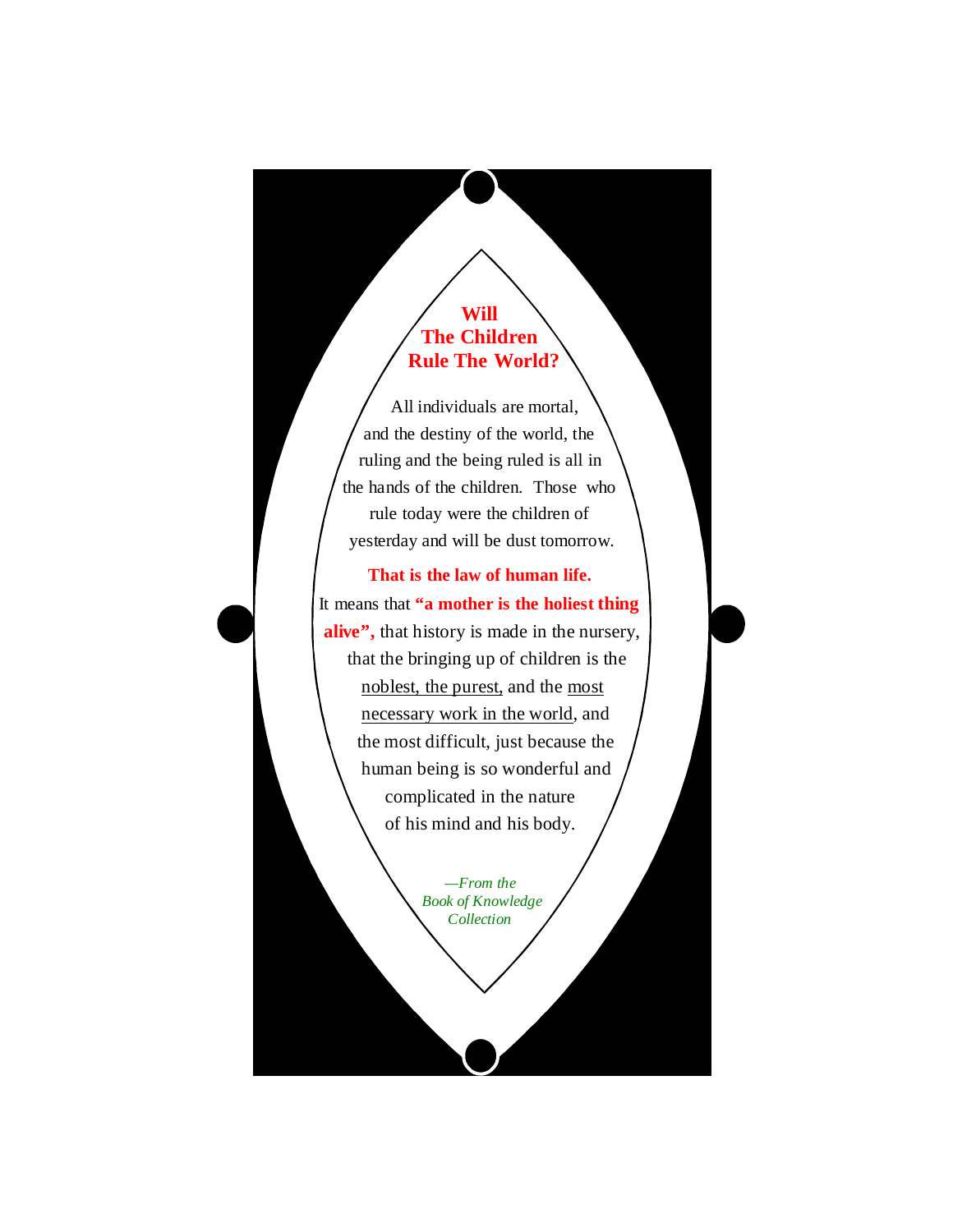# Will
# The Children
# Rule The World?

All individuals are mortal, and the destiny of the world, the ruling and the being ruled is all in the hands of the children. Those who rule today were the children of yesterday and will be dust tomorrow.

**That is the law of human life.**

It means that **"a mother is the holiest thing alive",** that history is made in the nursery, that the bringing up of children is the noblest, the purest, and the most necessary work in the world, and the most difficult, just because the human being is so wonderful and complicated in the nature of his mind and his body.

*—From the Book of Knowledge Collection*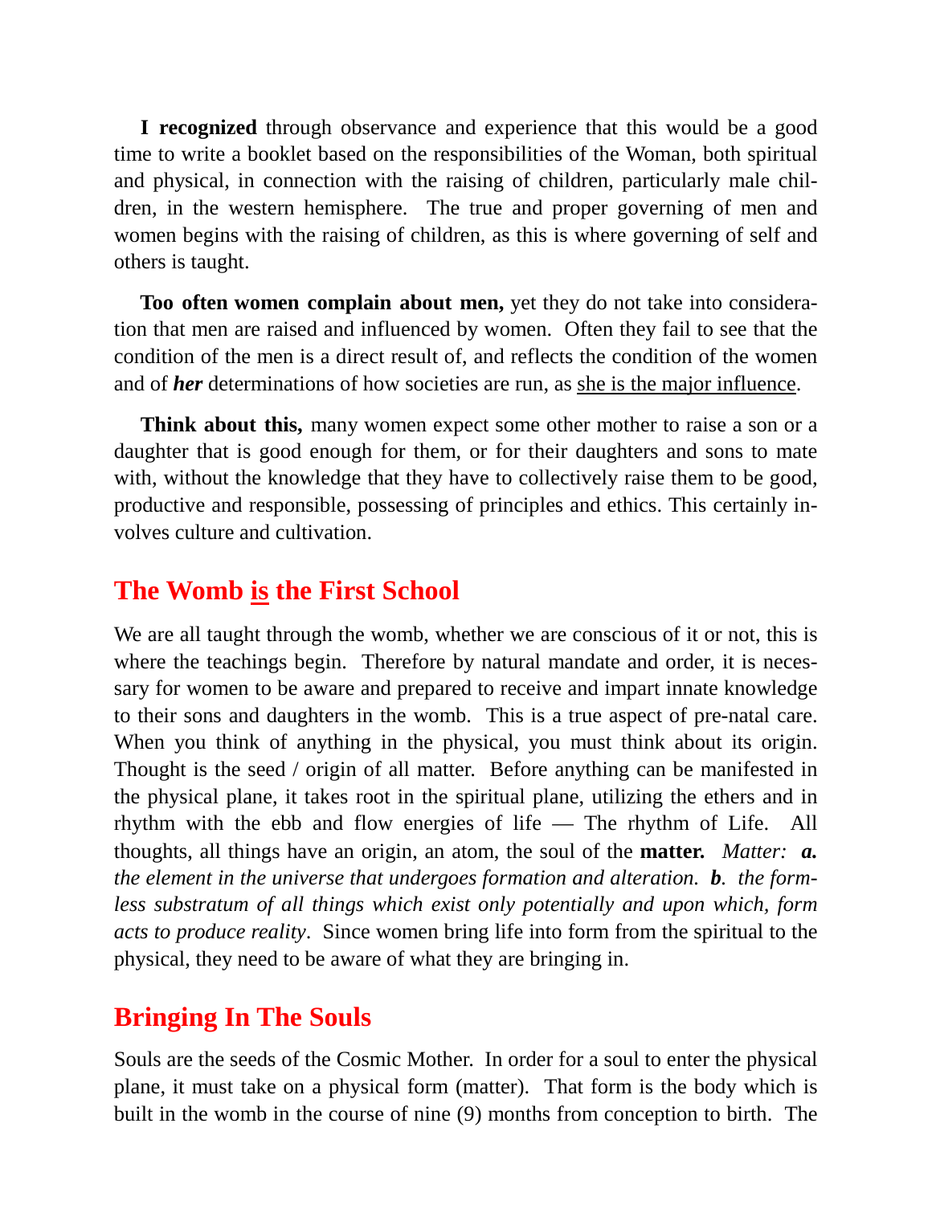**I recognized** through observance and experience that this would be a good time to write a booklet based on the responsibilities of the Woman, both spiritual and physical, in connection with the raising of children, particularly male children, in the western hemisphere. The true and proper governing of men and women begins with the raising of children, as this is where governing of self and others is taught.

**Too often women complain about men,** yet they do not take into consideration that men are raised and influenced by women. Often they fail to see that the condition of the men is a direct result of, and reflects the condition of the women and of ***her*** determinations of how societies are run, as <u>she is the major influence</u>.

**Think about this,** many women expect some other mother to raise a son or a daughter that is good enough for them, or for their daughters and sons to mate with, without the knowledge that they have to collectively raise them to be good, productive and responsible, possessing of principles and ethics. This certainly involves culture and cultivation.

## The Womb <u>is</u> the First School

We are all taught through the womb, whether we are conscious of it or not, this is where the teachings begin. Therefore by natural mandate and order, it is necessary for women to be aware and prepared to receive and impart innate knowledge to their sons and daughters in the womb. This is a true aspect of pre-natal care. When you think of anything in the physical, you must think about its origin. Thought is the seed / origin of all matter. Before anything can be manifested in the physical plane, it takes root in the spiritual plane, utilizing the ethers and in rhythm with the ebb and flow energies of life — The rhythm of Life. All thoughts, all things have an origin, an atom, the soul of the **matter.** *Matter:* ***a.*** *the element in the universe that undergoes formation and alteration.* ***b****. the formless substratum of all things which exist only potentially and upon which, form acts to produce reality*. Since women bring life into form from the spiritual to the physical, they need to be aware of what they are bringing in.

## Bringing In The Souls

Souls are the seeds of the Cosmic Mother. In order for a soul to enter the physical plane, it must take on a physical form (matter). That form is the body which is built in the womb in the course of nine (9) months from conception to birth. The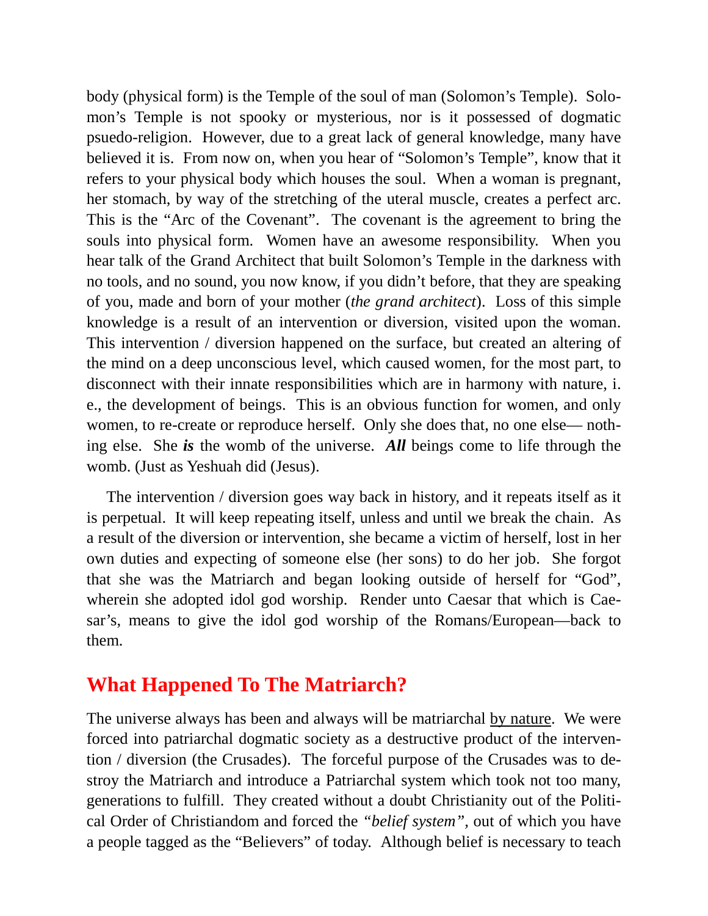body (physical form) is the Temple of the soul of man (Solomon's Temple). Solomon's Temple is not spooky or mysterious, nor is it possessed of dogmatic psuedo-religion. However, due to a great lack of general knowledge, many have believed it is. From now on, when you hear of "Solomon's Temple", know that it refers to your physical body which houses the soul. When a woman is pregnant, her stomach, by way of the stretching of the uteral muscle, creates a perfect arc. This is the "Arc of the Covenant". The covenant is the agreement to bring the souls into physical form. Women have an awesome responsibility. When you hear talk of the Grand Architect that built Solomon's Temple in the darkness with no tools, and no sound, you now know, if you didn't before, that they are speaking of you, made and born of your mother (*the grand architect*). Loss of this simple knowledge is a result of an intervention or diversion, visited upon the woman. This intervention / diversion happened on the surface, but created an altering of the mind on a deep unconscious level, which caused women, for the most part, to disconnect with their innate responsibilities which are in harmony with nature, i.e., the development of beings. This is an obvious function for women, and only women, to re-create or reproduce herself. Only she does that, no one else— nothing else. She ***is*** the womb of the universe. ***All*** beings come to life through the womb. (Just as Yeshuah did (Jesus).

The intervention / diversion goes way back in history, and it repeats itself as it is perpetual. It will keep repeating itself, unless and until we break the chain. As a result of the diversion or intervention, she became a victim of herself, lost in her own duties and expecting of someone else (her sons) to do her job. She forgot that she was the Matriarch and began looking outside of herself for "God", wherein she adopted idol god worship. Render unto Caesar that which is Caesar's, means to give the idol god worship of the Romans/European—back to them.

## What Happened To The Matriarch?

The universe always has been and always will be matriarchal <u>by nature</u>. We were forced into patriarchal dogmatic society as a destructive product of the intervention / diversion (the Crusades). The forceful purpose of the Crusades was to destroy the Matriarch and introduce a Patriarchal system which took not too many, generations to fulfill. They created without a doubt Christianity out of the Political Order of Christiandom and forced the *"belief system"*, out of which you have a people tagged as the "Believers" of today. Although belief is necessary to teach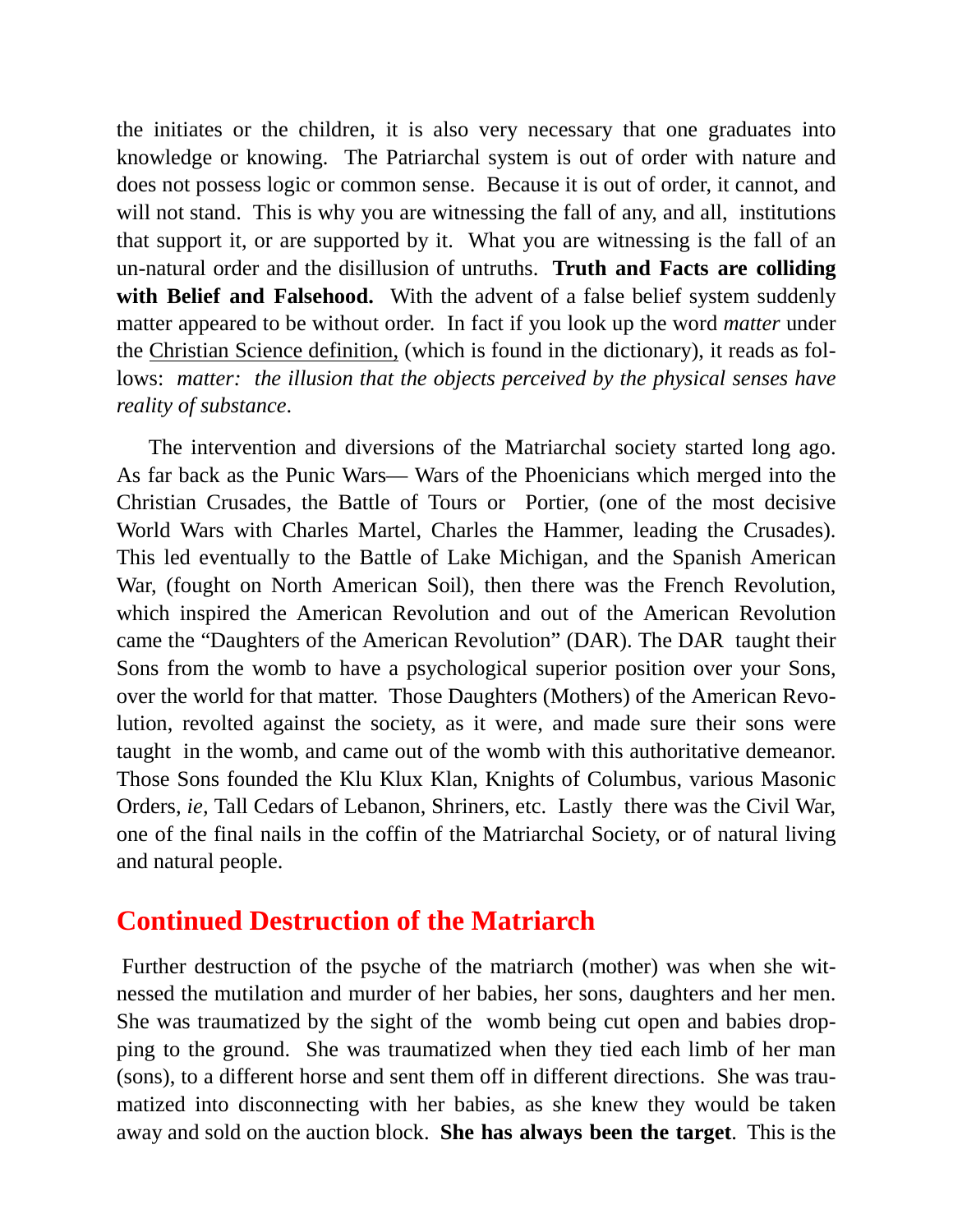the initiates or the children, it is also very necessary that one graduates into knowledge or knowing. The Patriarchal system is out of order with nature and does not possess logic or common sense. Because it is out of order, it cannot, and will not stand. This is why you are witnessing the fall of any, and all, institutions that support it, or are supported by it. What you are witnessing is the fall of an un-natural order and the disillusion of untruths. **Truth and Facts are colliding with Belief and Falsehood.** With the advent of a false belief system suddenly matter appeared to be without order. In fact if you look up the word *matter* under the Christian Science definition, (which is found in the dictionary), it reads as follows: *matter: the illusion that the objects perceived by the physical senses have reality of substance*.

The intervention and diversions of the Matriarchal society started long ago. As far back as the Punic Wars— Wars of the Phoenicians which merged into the Christian Crusades, the Battle of Tours or Portier, (one of the most decisive World Wars with Charles Martel, Charles the Hammer, leading the Crusades). This led eventually to the Battle of Lake Michigan, and the Spanish American War, (fought on North American Soil), then there was the French Revolution, which inspired the American Revolution and out of the American Revolution came the "Daughters of the American Revolution" (DAR). The DAR taught their Sons from the womb to have a psychological superior position over your Sons, over the world for that matter. Those Daughters (Mothers) of the American Revolution, revolted against the society, as it were, and made sure their sons were taught in the womb, and came out of the womb with this authoritative demeanor. Those Sons founded the Klu Klux Klan, Knights of Columbus, various Masonic Orders, *ie,* Tall Cedars of Lebanon, Shriners, etc. Lastly there was the Civil War, one of the final nails in the coffin of the Matriarchal Society, or of natural living and natural people.

## Continued Destruction of the Matriarch

Further destruction of the psyche of the matriarch (mother) was when she witnessed the mutilation and murder of her babies, her sons, daughters and her men. She was traumatized by the sight of the womb being cut open and babies dropping to the ground. She was traumatized when they tied each limb of her man (sons), to a different horse and sent them off in different directions. She was traumatized into disconnecting with her babies, as she knew they would be taken away and sold on the auction block. **She has always been the target**. This is the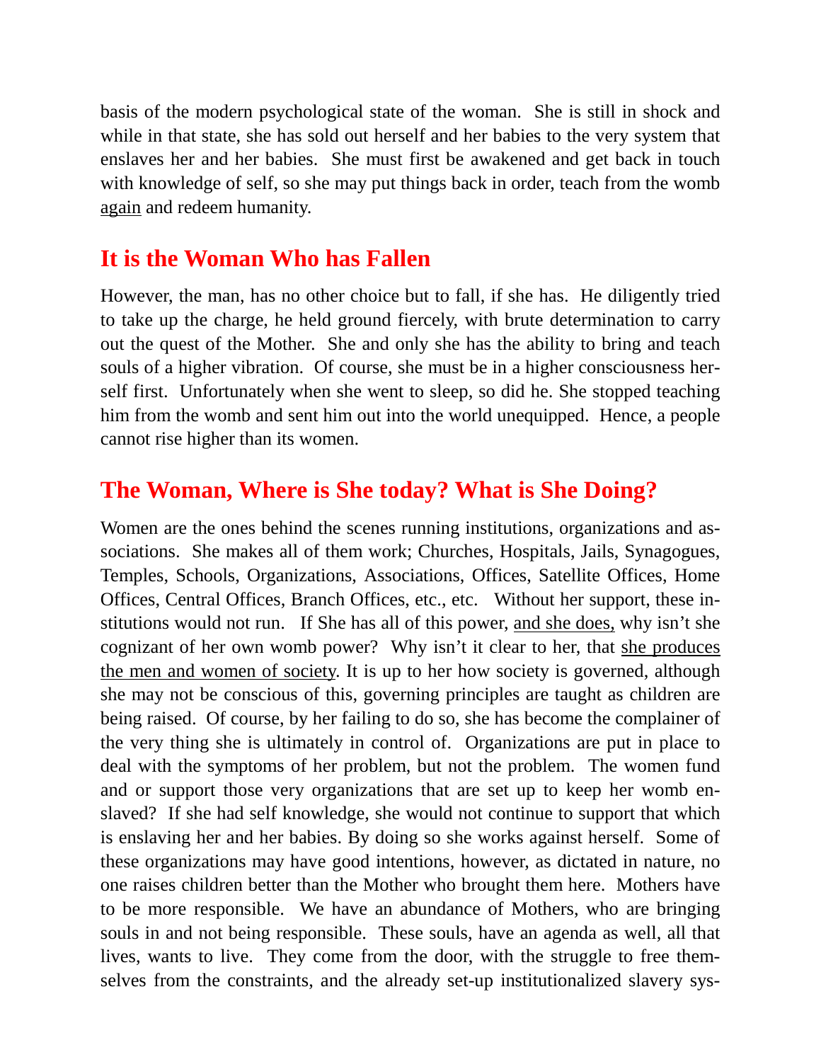basis of the modern psychological state of the woman. She is still in shock and while in that state, she has sold out herself and her babies to the very system that enslaves her and her babies. She must first be awakened and get back in touch with knowledge of self, so she may put things back in order, teach from the womb <u>again</u> and redeem humanity.

## It is the Woman Who has Fallen

However, the man, has no other choice but to fall, if she has. He diligently tried to take up the charge, he held ground fiercely, with brute determination to carry out the quest of the Mother. She and only she has the ability to bring and teach souls of a higher vibration. Of course, she must be in a higher consciousness herself first. Unfortunately when she went to sleep, so did he. She stopped teaching him from the womb and sent him out into the world unequipped. Hence, a people cannot rise higher than its women.

## The Woman, Where is She today? What is She Doing?

Women are the ones behind the scenes running institutions, organizations and associations. She makes all of them work; Churches, Hospitals, Jails, Synagogues, Temples, Schools, Organizations, Associations, Offices, Satellite Offices, Home Offices, Central Offices, Branch Offices, etc., etc. Without her support, these institutions would not run. If She has all of this power, <u>and she does,</u> why isn't she cognizant of her own womb power? Why isn't it clear to her, that <u>she produces the men and women of society</u>. It is up to her how society is governed, although she may not be conscious of this, governing principles are taught as children are being raised. Of course, by her failing to do so, she has become the complainer of the very thing she is ultimately in control of. Organizations are put in place to deal with the symptoms of her problem, but not the problem. The women fund and or support those very organizations that are set up to keep her womb enslaved? If she had self knowledge, she would not continue to support that which is enslaving her and her babies. By doing so she works against herself. Some of these organizations may have good intentions, however, as dictated in nature, no one raises children better than the Mother who brought them here. Mothers have to be more responsible. We have an abundance of Mothers, who are bringing souls in and not being responsible. These souls, have an agenda as well, all that lives, wants to live. They come from the door, with the struggle to free themselves from the constraints, and the already set-up institutionalized slavery sys-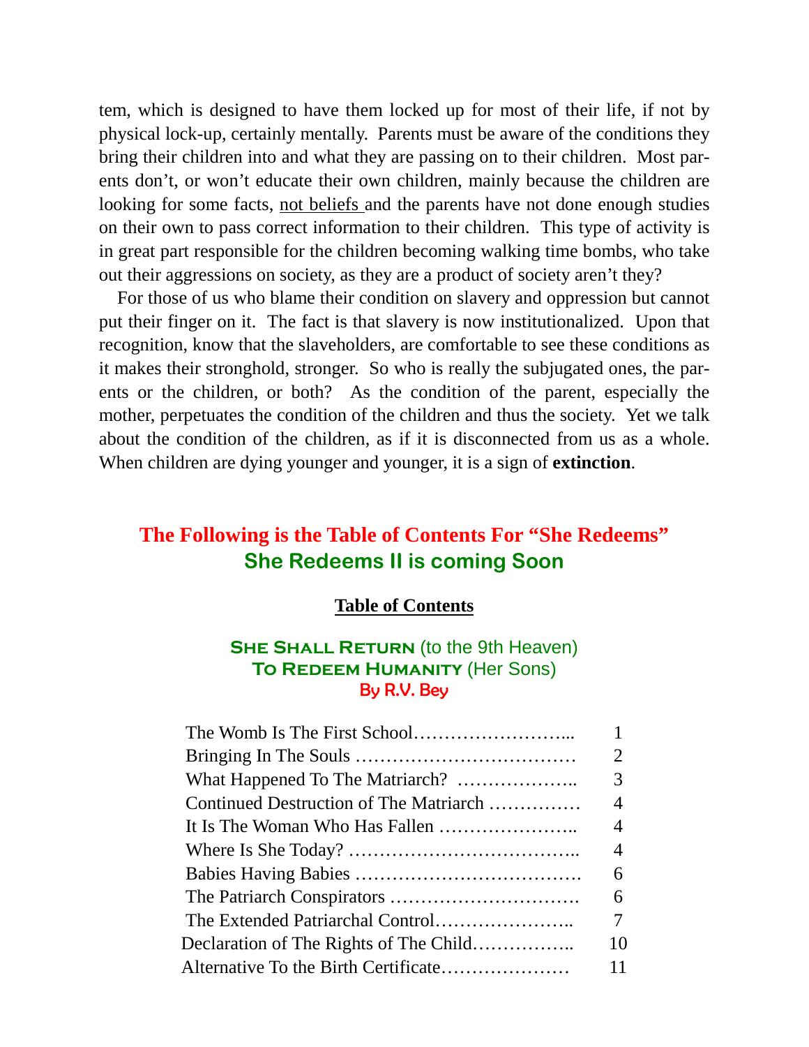tem, which is designed to have them locked up for most of their life, if not by physical lock-up, certainly mentally. Parents must be aware of the conditions they bring their children into and what they are passing on to their children. Most parents don't, or won't educate their own children, mainly because the children are looking for some facts, not beliefs and the parents have not done enough studies on their own to pass correct information to their children. This type of activity is in great part responsible for the children becoming walking time bombs, who take out their aggressions on society, as they are a product of society aren't they?

For those of us who blame their condition on slavery and oppression but cannot put their finger on it. The fact is that slavery is now institutionalized. Upon that recognition, know that the slaveholders, are comfortable to see these conditions as it makes their stronghold, stronger. So who is really the subjugated ones, the parents or the children, or both? As the condition of the parent, especially the mother, perpetuates the condition of the children and thus the society. Yet we talk about the condition of the children, as if it is disconnected from us as a whole. When children are dying younger and younger, it is a sign of **extinction**.

## The Following is the Table of Contents For "She Redeems"

## She Redeems II is coming Soon

### Table of Contents

**SHE SHALL RETURN** (to the 9th Heaven)
**TO REDEEM HUMANITY** (Her Sons)
By R.V. Bey

| | |
|---|---|
| The Womb Is The First School | 1 |
| Bringing In The Souls | 2 |
| What Happened To The Matriarch? | 3 |
| Continued Destruction of The Matriarch | 4 |
| It Is The Woman Who Has Fallen | 4 |
| Where Is She Today? | 4 |
| Babies Having Babies | 6 |
| The Patriarch Conspirators | 6 |
| The Extended Patriarchal Control | 7 |
| Declaration of The Rights of The Child | 10 |
| Alternative To the Birth Certificate | 11 |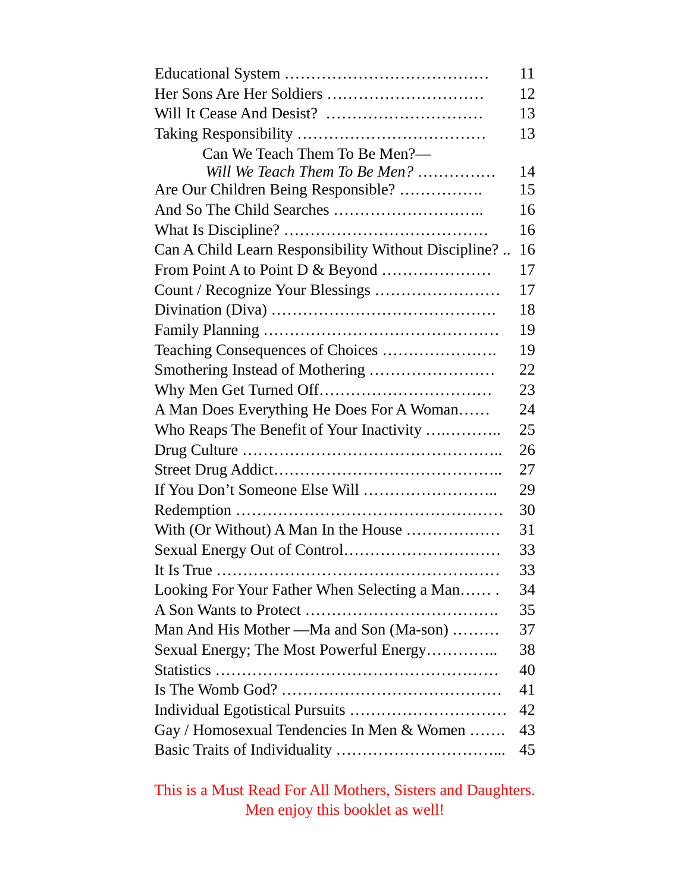| | |
|---|---|
| Educational System …………………………………… | 11 |
| Her Sons Are Her Soldiers ………………………… | 12 |
| Will It Cease And Desist? ………………………… | 13 |
| Taking Responsibility ……………………………… | 13 |
| Can We Teach Them To Be Men?—<br>*Will We Teach Them To Be Men?* …………… | 14 |
| Are Our Children Being Responsible? ……………. | 15 |
| And So The Child Searches ……………………….. | 16 |
| What Is Discipline? ………………………………… | 16 |
| Can A Child Learn Responsibility Without Discipline? .. | 16 |
| From Point A to Point D & Beyond ………………… | 17 |
| Count / Recognize Your Blessings …………………… | 17 |
| Divination (Diva) ……………………………………. | 18 |
| Family Planning ……………………………………… | 19 |
| Teaching Consequences of Choices …………………. | 19 |
| Smothering Instead of Mothering …………………… | 22 |
| Why Men Get Turned Off…………………………… | 23 |
| A Man Does Everything He Does For A Woman…… | 24 |
| Who Reaps The Benefit of Your Inactivity …..……….. | 25 |
| Drug Culture ………………………………………….. | 26 |
| Street Drug Addict…………………………………….. | 27 |
| If You Don't Someone Else Will …………………….. | 29 |
| Redemption …………………………………………… | 30 |
| With (Or Without) A Man In the House ……………… | 31 |
| Sexual Energy Out of Control………………………… | 33 |
| It Is True ……………………………………………… | 33 |
| Looking For Your Father When Selecting a Man…… . | 34 |
| A Son Wants to Protect ………………………………. | 35 |
| Man And His Mother —Ma and Son (Ma-son) ……… | 37 |
| Sexual Energy; The Most Powerful Energy………….. | 38 |
| Statistics ……………………………………………… | 40 |
| Is The Womb God? …………………………………… | 41 |
| Individual Egotistical Pursuits ………………………… | 42 |
| Gay / Homosexual Tendencies In Men & Women ……. | 43 |
| Basic Traits of Individuality …………………………... | 45 |

This is a Must Read For All Mothers, Sisters and Daughters.
Men enjoy this booklet as well!